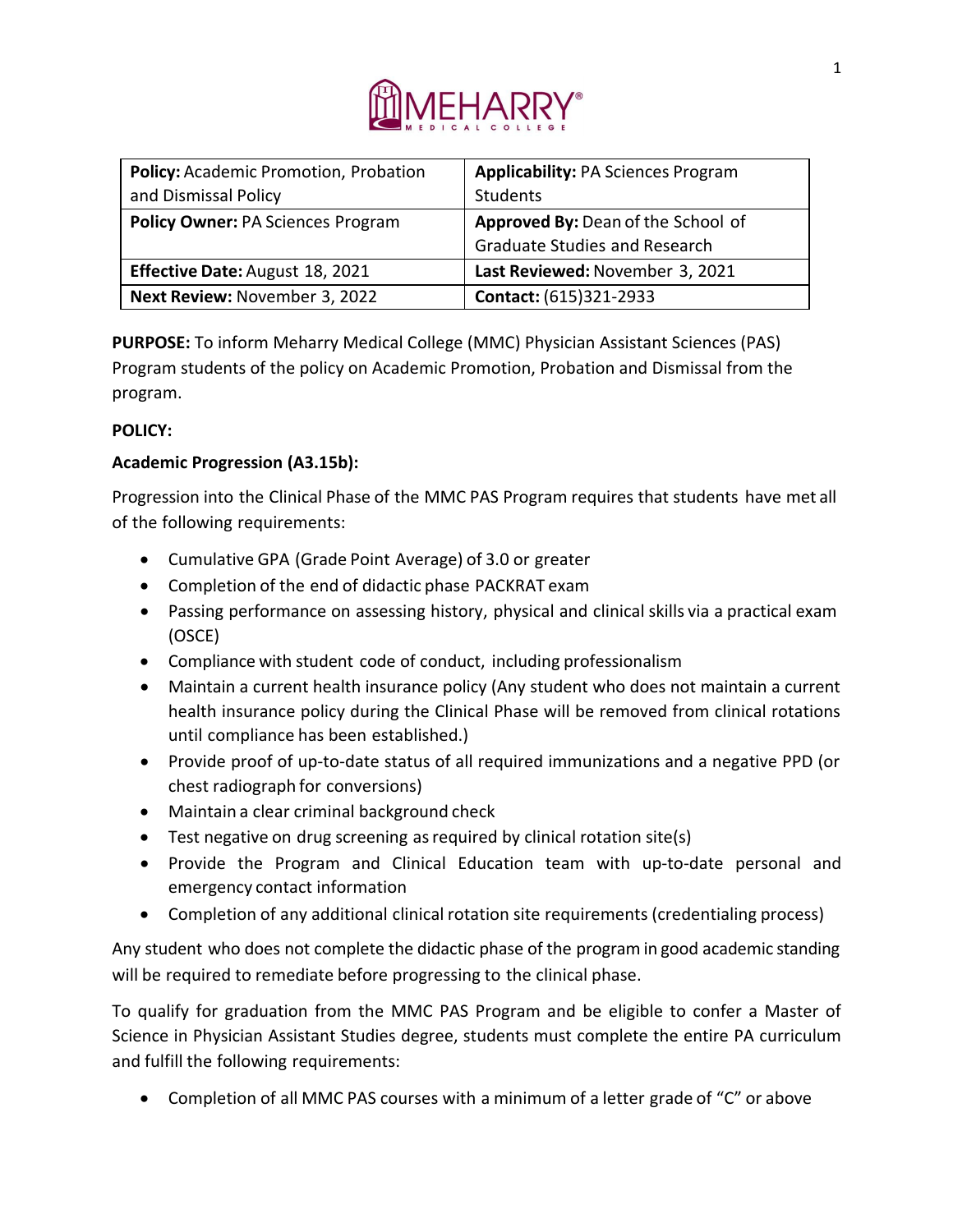| **Policy:** Academic Promotion, Probation and Dismissal Policy | **Applicability:** PA Sciences Program Students |
| --- | --- |
| **Policy Owner:** PA Sciences Program | **Approved By:** Dean of the School of Graduate Studies and Research |
| **Effective Date:** August 18, 2021 | **Last Reviewed:** November 3, 2021 |
| **Next Review:** November 3, 2022 | **Contact:** (615)321-2933 |

**PURPOSE:** To inform Meharry Medical College (MMC) Physician Assistant Sciences (PAS) Program students of the policy on Academic Promotion, Probation and Dismissal from the program.

**POLICY:**

**Academic Progression (A3.15b):**

Progression into the Clinical Phase of the MMC PAS Program requires that students have met all of the following requirements:

- Cumulative GPA (Grade Point Average) of 3.0 or greater
- Completion of the end of didactic phase PACKRAT exam
- Passing performance on assessing history, physical and clinical skills via a practical exam (OSCE)
- Compliance with student code of conduct, including professionalism
- Maintain a current health insurance policy (Any student who does not maintain a current health insurance policy during the Clinical Phase will be removed from clinical rotations until compliance has been established.)
- Provide proof of up-to-date status of all required immunizations and a negative PPD (or chest radiograph for conversions)
- Maintain a clear criminal background check
- Test negative on drug screening as required by clinical rotation site(s)
- Provide the Program and Clinical Education team with up-to-date personal and emergency contact information
- Completion of any additional clinical rotation site requirements (credentialing process)

Any student who does not complete the didactic phase of the program in good academic standing will be required to remediate before progressing to the clinical phase.

To qualify for graduation from the MMC PAS Program and be eligible to confer a Master of Science in Physician Assistant Studies degree, students must complete the entire PA curriculum and fulfill the following requirements:

- Completion of all MMC PAS courses with a minimum of a letter grade of "C" or above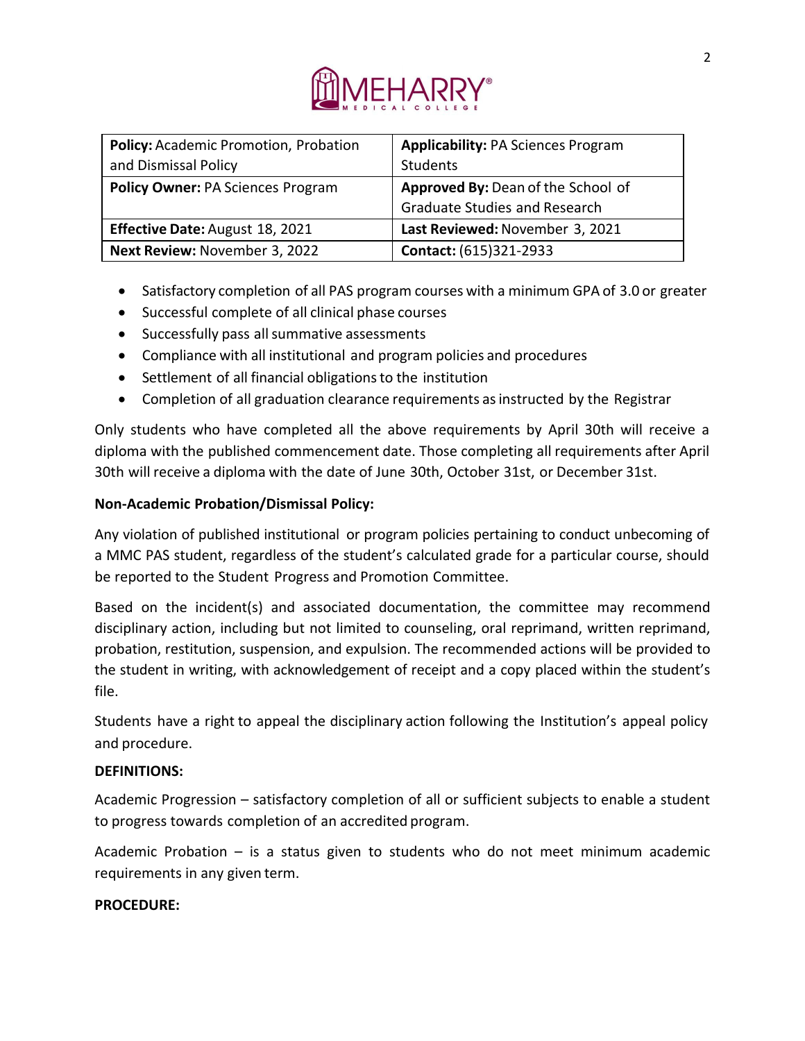| **Policy:** Academic Promotion, Probation and Dismissal Policy | **Applicability:** PA Sciences Program Students |
|---|---|
| **Policy Owner:** PA Sciences Program | **Approved By:** Dean of the School of Graduate Studies and Research |
| **Effective Date:** August 18, 2021 | **Last Reviewed:** November 3, 2021 |
| **Next Review:** November 3, 2022 | **Contact:** (615)321-2933 |

- Satisfactory completion of all PAS program courses with a minimum GPA of 3.0 or greater
- Successful complete of all clinical phase courses
- Successfully pass all summative assessments
- Compliance with all institutional and program policies and procedures
- Settlement of all financial obligations to the institution
- Completion of all graduation clearance requirements as instructed by the Registrar

Only students who have completed all the above requirements by April 30th will receive a diploma with the published commencement date. Those completing all requirements after April 30th will receive a diploma with the date of June 30th, October 31st, or December 31st.

**Non-Academic Probation/Dismissal Policy:**

Any violation of published institutional or program policies pertaining to conduct unbecoming of a MMC PAS student, regardless of the student's calculated grade for a particular course, should be reported to the Student Progress and Promotion Committee.

Based on the incident(s) and associated documentation, the committee may recommend disciplinary action, including but not limited to counseling, oral reprimand, written reprimand, probation, restitution, suspension, and expulsion. The recommended actions will be provided to the student in writing, with acknowledgement of receipt and a copy placed within the student's file.

Students have a right to appeal the disciplinary action following the Institution's appeal policy and procedure.

**DEFINITIONS:**

Academic Progression – satisfactory completion of all or sufficient subjects to enable a student to progress towards completion of an accredited program.

Academic Probation – is a status given to students who do not meet minimum academic requirements in any given term.

**PROCEDURE:**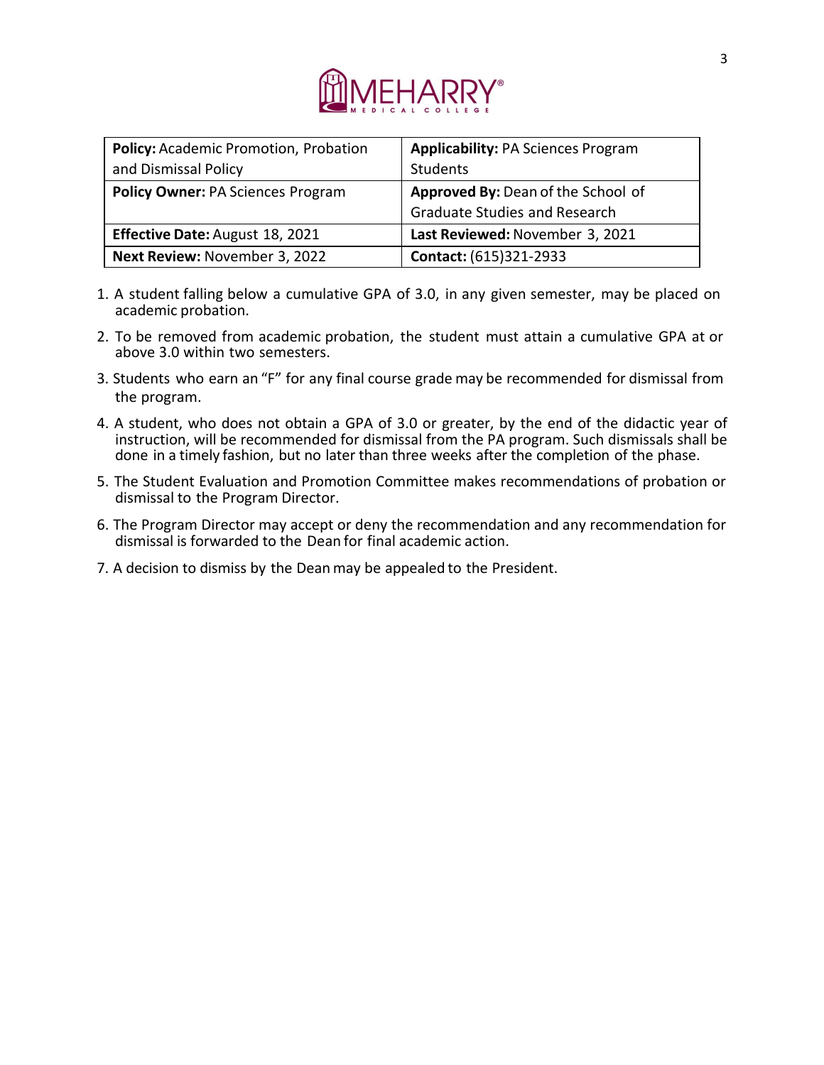| | |
|---|---|
| **Policy:** Academic Promotion, Probation and Dismissal Policy | **Applicability:** PA Sciences Program Students |
| **Policy Owner:** PA Sciences Program | **Approved By:** Dean of the School of Graduate Studies and Research |
| **Effective Date:** August 18, 2021 | **Last Reviewed:** November 3, 2021 |
| **Next Review:** November 3, 2022 | **Contact:** (615)321-2933 |

1. A student falling below a cumulative GPA of 3.0, in any given semester, may be placed on academic probation.
2. To be removed from academic probation, the student must attain a cumulative GPA at or above 3.0 within two semesters.
3. Students who earn an "F" for any final course grade may be recommended for dismissal from the program.
4. A student, who does not obtain a GPA of 3.0 or greater, by the end of the didactic year of instruction, will be recommended for dismissal from the PA program. Such dismissals shall be done in a timely fashion, but no later than three weeks after the completion of the phase.
5. The Student Evaluation and Promotion Committee makes recommendations of probation or dismissal to the Program Director.
6. The Program Director may accept or deny the recommendation and any recommendation for dismissal is forwarded to the Dean for final academic action.
7. A decision to dismiss by the Dean may be appealed to the President.